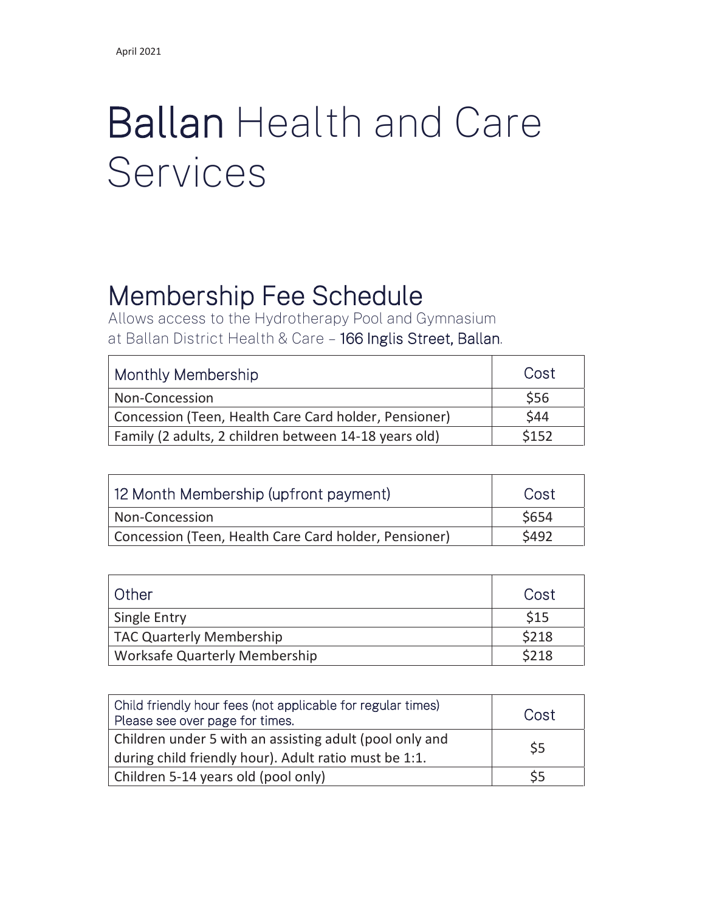April 2021

# Ballan Health and Care Services

## Membership Fee Schedule

Allows access to the Hydrotherapy Pool and Gymnasium at Ballan District Health & Care – 166 Inglis Street, Ballan.

| Monthly Membership | Cost |
|---|---|
| Non-Concession | $56 |
| Concession (Teen, Health Care Card holder, Pensioner) | $44 |
| Family (2 adults, 2 children between 14-18 years old) | $152 |

| 12 Month Membership (upfront payment) | Cost |
|---|---|
| Non-Concession | $654 |
| Concession (Teen, Health Care Card holder, Pensioner) | $492 |

| Other | Cost |
|---|---|
| Single Entry | $15 |
| TAC Quarterly Membership | $218 |
| Worksafe Quarterly Membership | $218 |

| Child friendly hour fees (not applicable for regular times) Please see over page for times. | Cost |
|---|---|
| Children under 5 with an assisting adult (pool only and during child friendly hour). Adult ratio must be 1:1. | $5 |
| Children 5-14 years old (pool only) | $5 |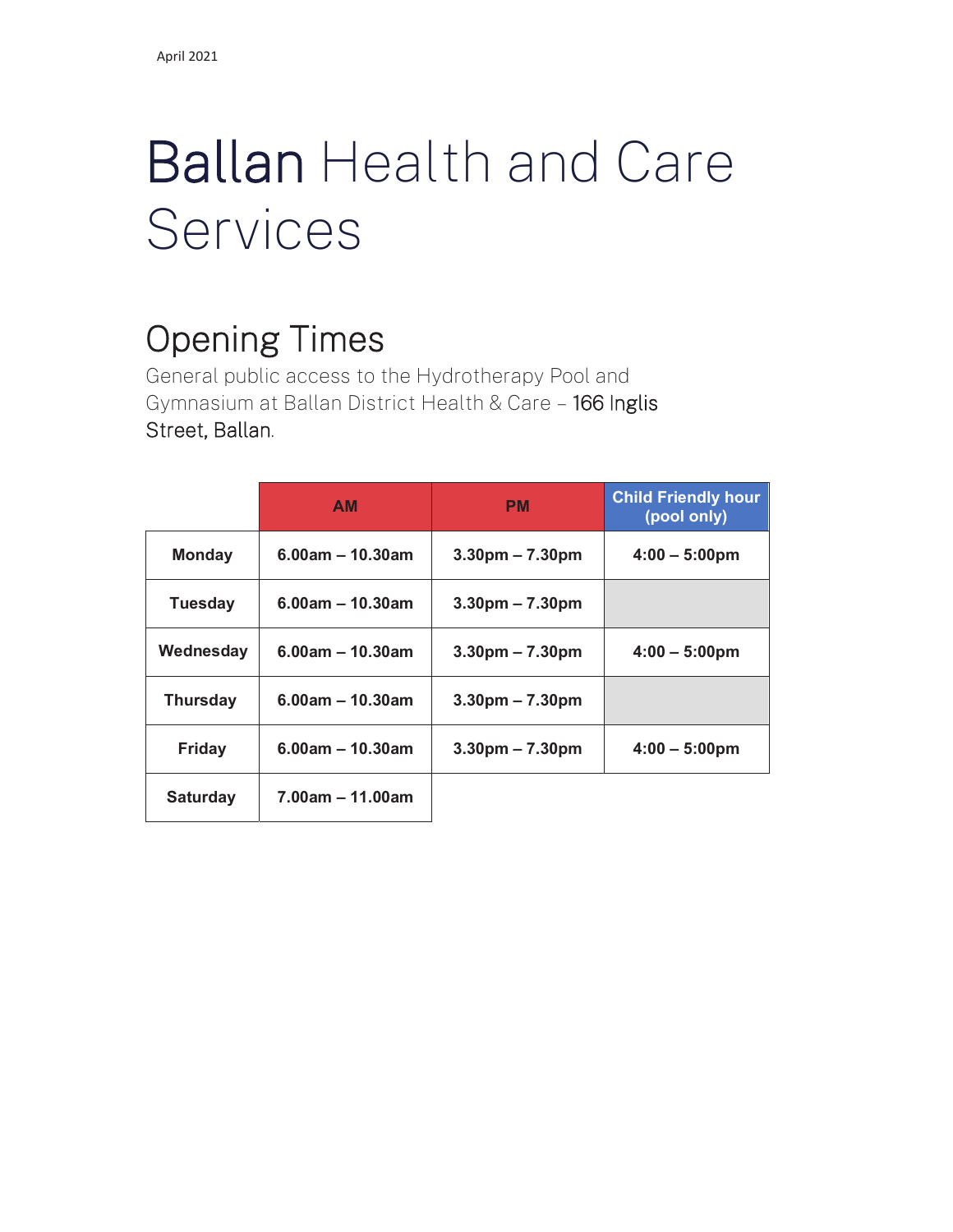April 2021

# Ballan Health and Care Services

## Opening Times

General public access to the Hydrotherapy Pool and Gymnasium at Ballan District Health & Care – 166 Inglis Street, Ballan.

| | AM | PM | Child Friendly hour (pool only) |
|---|---|---|---|
| **Monday** | **6.00am – 10.30am** | **3.30pm – 7.30pm** | **4:00 – 5:00pm** |
| **Tuesday** | **6.00am – 10.30am** | **3.30pm – 7.30pm** | |
| **Wednesday** | **6.00am – 10.30am** | **3.30pm – 7.30pm** | **4:00 – 5:00pm** |
| **Thursday** | **6.00am – 10.30am** | **3.30pm – 7.30pm** | |
| **Friday** | **6.00am – 10.30am** | **3.30pm – 7.30pm** | **4:00 – 5:00pm** |
| **Saturday** | **7.00am – 11.00am** | | |